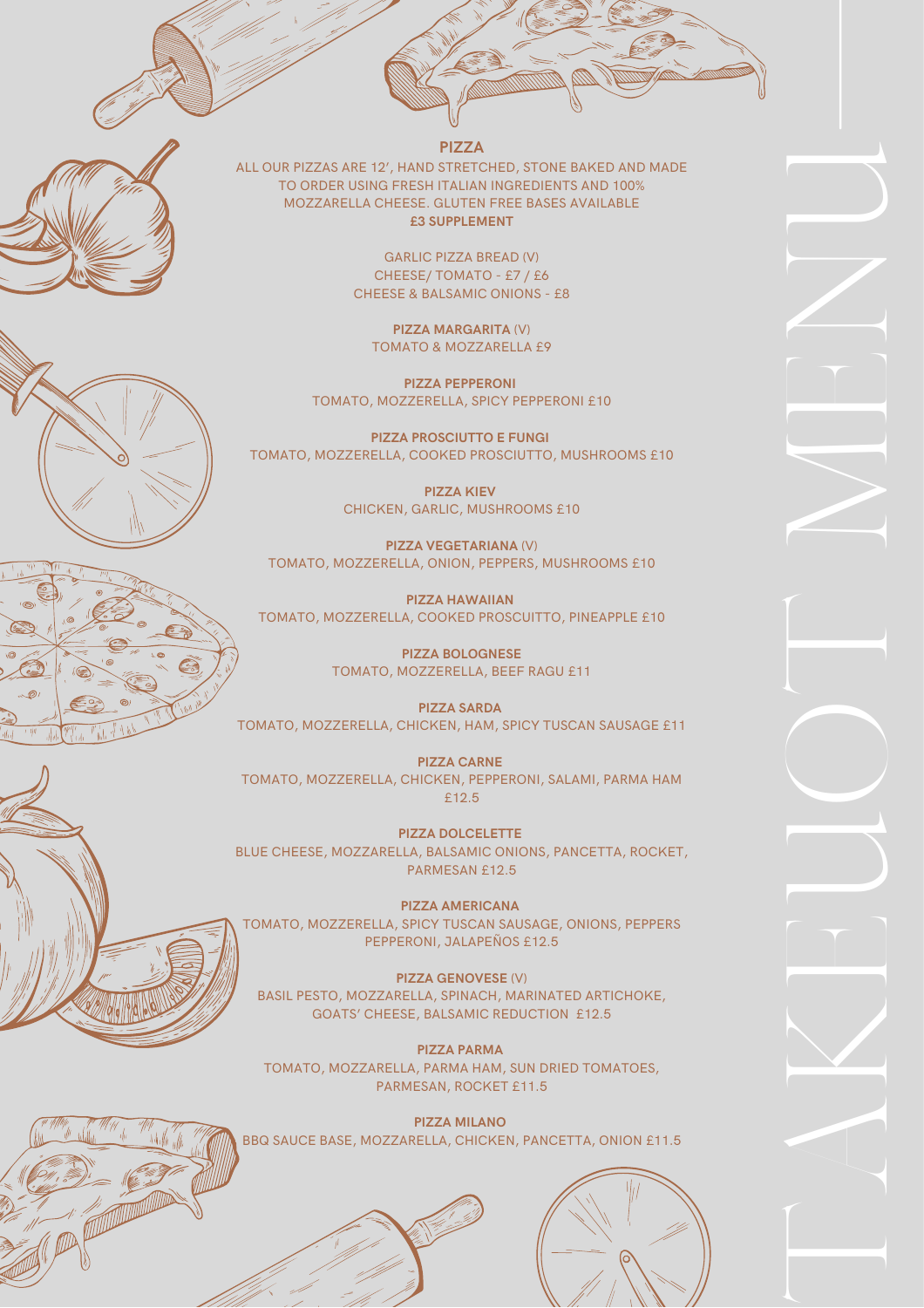# TAKEOUT MENU

## PIZZA

ALL OUR PIZZAS ARE 12', HAND STRETCHED, STONE BAKED AND MADE TO ORDER USING FRESH ITALIAN INGREDIENTS AND 100% MOZZARELLA CHEESE. GLUTEN FREE BASES AVAILABLE **£3 SUPPLEMENT**

GARLIC PIZZA BREAD (V)
CHEESE/ TOMATO - £7 / £6
CHEESE & BALSAMIC ONIONS - £8

**PIZZA MARGARITA** (V)
TOMATO & MOZZARELLA £9

**PIZZA PEPPERONI**
TOMATO, MOZZERELLA, SPICY PEPPERONI £10

**PIZZA PROSCIUTTO E FUNGI**
TOMATO, MOZZERELLA, COOKED PROSCIUTTO, MUSHROOMS £10

**PIZZA KIEV**
CHICKEN, GARLIC, MUSHROOMS £10

**PIZZA VEGETARIANA** (V)
TOMATO, MOZZERELLA, ONION, PEPPERS, MUSHROOMS £10

**PIZZA HAWAIIAN**
TOMATO, MOZZERELLA, COOKED PROSCUITTO, PINEAPPLE £10

**PIZZA BOLOGNESE**
TOMATO, MOZZERELLA, BEEF RAGU £11

**PIZZA SARDA**
TOMATO, MOZZERELLA, CHICKEN, HAM, SPICY TUSCAN SAUSAGE £11

**PIZZA CARNE**
TOMATO, MOZZERELLA, CHICKEN, PEPPERONI, SALAMI, PARMA HAM £12.5

**PIZZA DOLCELETTE**
BLUE CHEESE, MOZZARELLA, BALSAMIC ONIONS, PANCETTA, ROCKET, PARMESAN £12.5

**PIZZA AMERICANA**
TOMATO, MOZZERELLA, SPICY TUSCAN SAUSAGE, ONIONS, PEPPERS PEPPERONI, JALAPEÑOS £12.5

**PIZZA GENOVESE** (V)
BASIL PESTO, MOZZARELLA, SPINACH, MARINATED ARTICHOKE, GOATS' CHEESE, BALSAMIC REDUCTION £12.5

**PIZZA PARMA**
TOMATO, MOZZERELLA, PARMA HAM, SUN DRIED TOMATOES, PARMESAN, ROCKET £11.5

**PIZZA MILANO**
BBQ SAUCE BASE, MOZZARELLA, CHICKEN, PANCETTA, ONION £11.5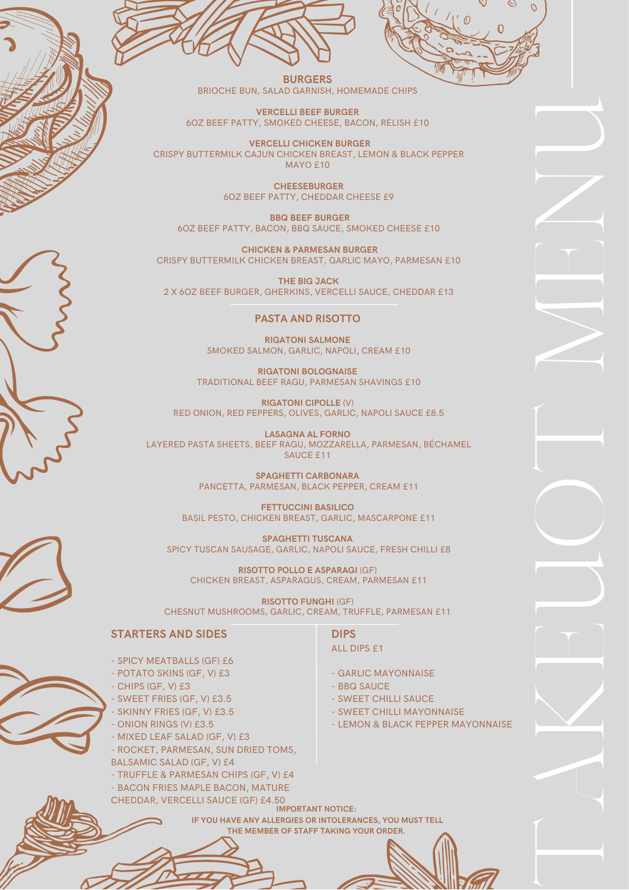# TAKEAWAY MENU

## BURGERS

BRIOCHE BUN, SALAD GARNISH, HOMEMADE CHIPS

**VERCELLI BEEF BURGER**
6OZ BEEF PATTY, SMOKED CHEESE, BACON, RELISH £10

**VERCELLI CHICKEN BURGER**
CRISPY BUTTERMILK CAJUN CHICKEN BREAST, LEMON & BLACK PEPPER MAYO £10

**CHEESEBURGER**
6OZ BEEF PATTY, CHEDDAR CHEESE £9

**BBQ BEEF BURGER**
6OZ BEEF PATTY, BACON, BBQ SAUCE, SMOKED CHEESE £10

**CHICKEN & PARMESAN BURGER**
CRISPY BUTTERMILK CHICKEN BREAST, GARLIC MAYO, PARMESAN £10

**THE BIG JACK**
2 X 6OZ BEEF BURGER, GHERKINS, VERCELLI SAUCE, CHEDDAR £13

## PASTA AND RISOTTO

**RIGATONI SALMONE**
SMOKED SALMON, GARLIC, NAPOLI, CREAM £10

**RIGATONI BOLOGNAISE**
TRADITIONAL BEEF RAGU, PARMESAN SHAVINGS £10

**RIGATONI CIPOLLE** (V)
RED ONION, RED PEPPERS, OLIVES, GARLIC, NAPOLI SAUCE £8.5

**LASAGNA AL FORNO**
LAYERED PASTA SHEETS, BEEF RAGU, MOZZARELLA, PARMESAN, BÉCHAMEL SAUCE £11

**SPAGHETTI CARBONARA**
PANCETTA, PARMESAN, BLACK PEPPER, CREAM £11

**FETTUCCINI BASILICO**
BASIL PESTO, CHICKEN BREAST, GARLIC, MASCARPONE £11

**SPAGHETTI TUSCANA**
SPICY TUSCAN SAUSAGE, GARLIC, NAPOLI SAUCE, FRESH CHILLI £8

**RISOTTO POLLO E ASPARAGI** (GF)
CHICKEN BREAST, ASPARAGUS, CREAM, PARMESAN £11

**RISOTTO FUNGHI** (GF)
CHESNUT MUSHROOMS, GARLIC, CREAM, TRUFFLE, PARMESAN £11

## STARTERS AND SIDES

- SPICY MEATBALLS (GF) £6
- POTATO SKINS (GF, V) £3
- CHIPS (GF, V) £3
- SWEET FRIES (GF, V) £3.5
- SKINNY FRIES (GF, V) £3.5
- ONION RINGS (V) £3.5
- MIXED LEAF SALAD (GF, V) £3
- ROCKET, PARMESAN, SUN DRIED TOMS, BALSAMIC SALAD (GF, V) £4
- TRUFFLE & PARMESAN CHIPS (GF, V) £4
- BACON FRIES MAPLE BACON, MATURE CHEDDAR, VERCELLI SAUCE (GF) £4.50

## DIPS

ALL DIPS £1

- GARLIC MAYONNAISE
- BBQ SAUCE
- SWEET CHILLI SAUCE
- SWEET CHILLI MAYONNAISE
- LEMON & BLACK PEPPER MAYONNAISE

**IMPORTANT NOTICE:**
**IF YOU HAVE ANY ALLERGIES OR INTOLERANCES, YOU MUST TELL THE MEMBER OF STAFF TAKING YOUR ORDER.**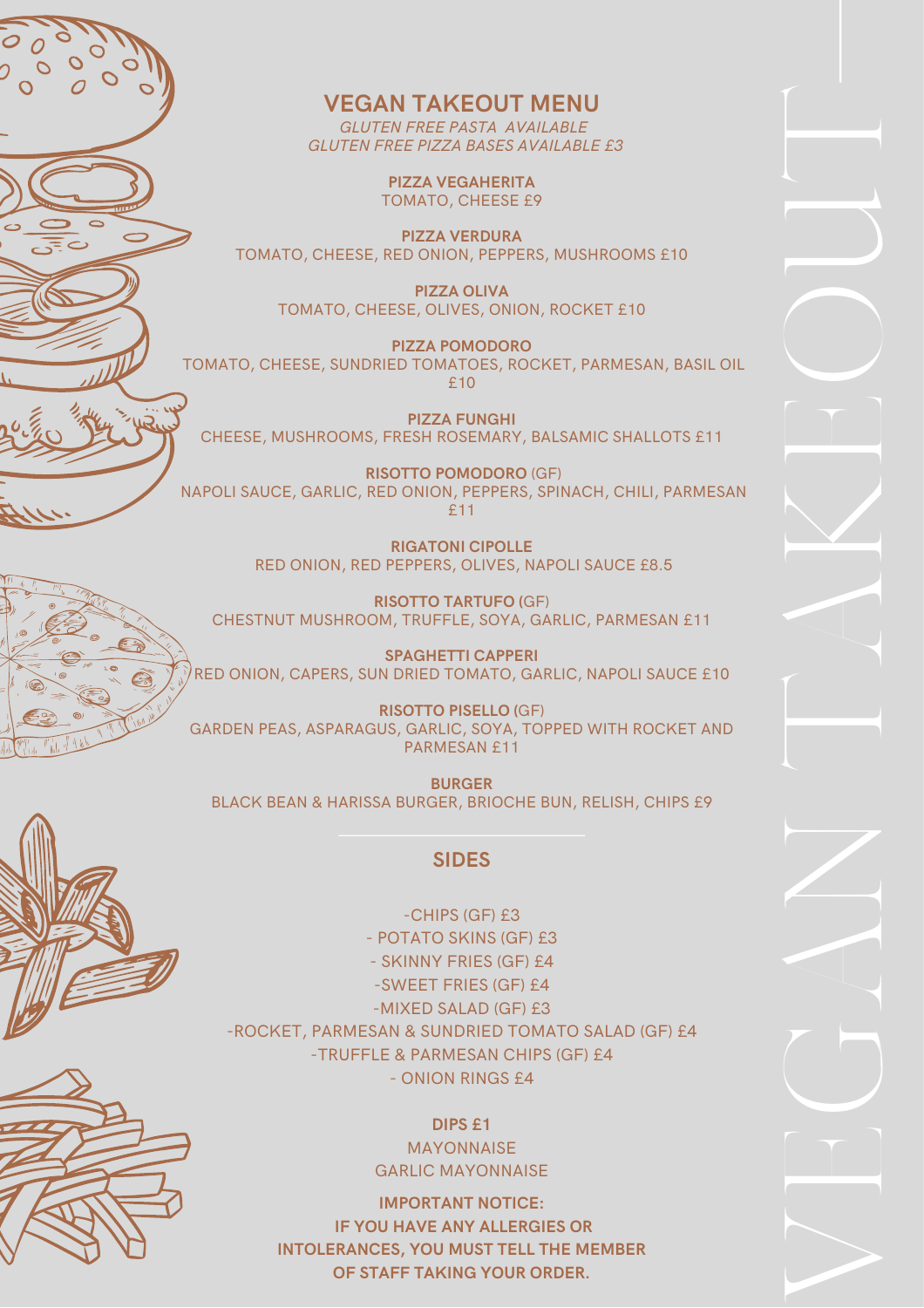# VEGAN TAKEOUT MENU

*GLUTEN FREE PASTA AVAILABLE*
*GLUTEN FREE PIZZA BASES AVAILABLE £3*

**PIZZA VEGAHERITA**
TOMATO, CHEESE £9

**PIZZA VERDURA**
TOMATO, CHEESE, RED ONION, PEPPERS, MUSHROOMS £10

**PIZZA OLIVA**
TOMATO, CHEESE, OLIVES, ONION, ROCKET £10

**PIZZA POMODORO**
TOMATO, CHEESE, SUNDRIED TOMATOES, ROCKET, PARMESAN, BASIL OIL £10

**PIZZA FUNGHI**
CHEESE, MUSHROOMS, FRESH ROSEMARY, BALSAMIC SHALLOTS £11

**RISOTTO POMODORO** (GF)
NAPOLI SAUCE, GARLIC, RED ONION, PEPPERS, SPINACH, CHILI, PARMESAN £11

**RIGATONI CIPOLLE**
RED ONION, RED PEPPERS, OLIVES, NAPOLI SAUCE £8.5

**RISOTTO TARTUFO** (GF)
CHESTNUT MUSHROOM, TRUFFLE, SOYA, GARLIC, PARMESAN £11

**SPAGHETTI CAPPERI**
RED ONION, CAPERS, SUN DRIED TOMATO, GARLIC, NAPOLI SAUCE £10

**RISOTTO PISELLO** (GF)
GARDEN PEAS, ASPARAGUS, GARLIC, SOYA, TOPPED WITH ROCKET AND PARMESAN £11

**BURGER**
BLACK BEAN & HARISSA BURGER, BRIOCHE BUN, RELISH, CHIPS £9

---

## SIDES

- CHIPS (GF) £3
- POTATO SKINS (GF) £3
- SKINNY FRIES (GF) £4
- SWEET FRIES (GF) £4
- MIXED SALAD (GF) £3
- ROCKET, PARMESAN & SUNDRIED TOMATO SALAD (GF) £4
- TRUFFLE & PARMESAN CHIPS (GF) £4
- ONION RINGS £4

**DIPS £1**
MAYONNAISE
GARLIC MAYONNAISE

**IMPORTANT NOTICE:**
**IF YOU HAVE ANY ALLERGIES OR INTOLERANCES, YOU MUST TELL THE MEMBER OF STAFF TAKING YOUR ORDER.**

VEGAN TAKEOUT